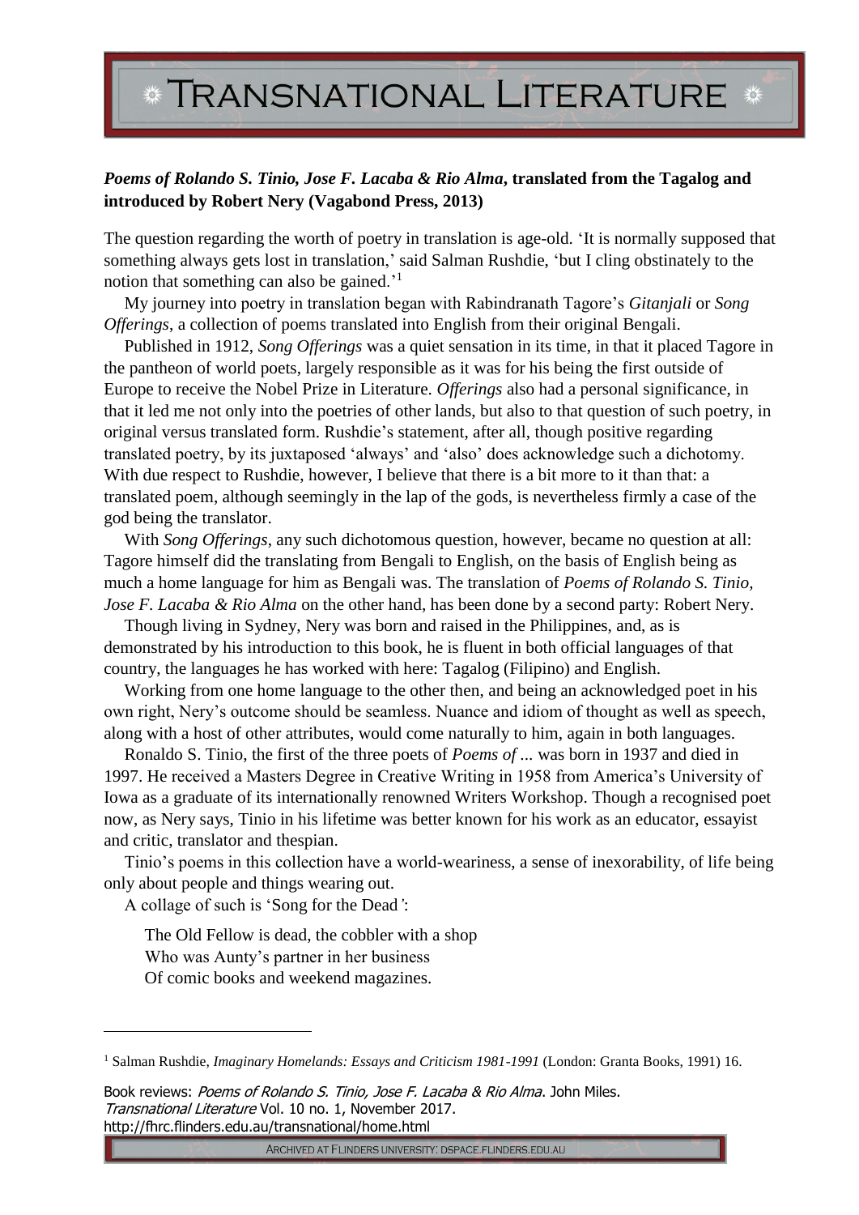***Poems of Rolando S. Tinio, Jose F. Lacaba & Rio Alma*, translated from the Tagalog and introduced by Robert Nery (Vagabond Press, 2013)**

The question regarding the worth of poetry in translation is age-old. 'It is normally supposed that something always gets lost in translation,' said Salman Rushdie, 'but I cling obstinately to the notion that something can also be gained.'[1]

My journey into poetry in translation began with Rabindranath Tagore's *Gitanjali* or *Song Offerings*, a collection of poems translated into English from their original Bengali.

Published in 1912, *Song Offerings* was a quiet sensation in its time, in that it placed Tagore in the pantheon of world poets, largely responsible as it was for his being the first outside of Europe to receive the Nobel Prize in Literature. *Offerings* also had a personal significance, in that it led me not only into the poetries of other lands, but also to that question of such poetry, in original versus translated form. Rushdie's statement, after all, though positive regarding translated poetry, by its juxtaposed 'always' and 'also' does acknowledge such a dichotomy. With due respect to Rushdie, however, I believe that there is a bit more to it than that: a translated poem, although seemingly in the lap of the gods, is nevertheless firmly a case of the god being the translator.

With *Song Offerings*, any such dichotomous question, however, became no question at all: Tagore himself did the translating from Bengali to English, on the basis of English being as much a home language for him as Bengali was. The translation of *Poems of Rolando S. Tinio, Jose F. Lacaba & Rio Alma* on the other hand, has been done by a second party: Robert Nery.

Though living in Sydney, Nery was born and raised in the Philippines, and, as is demonstrated by his introduction to this book, he is fluent in both official languages of that country, the languages he has worked with here: Tagalog (Filipino) and English.

Working from one home language to the other then, and being an acknowledged poet in his own right, Nery's outcome should be seamless. Nuance and idiom of thought as well as speech, along with a host of other attributes, would come naturally to him, again in both languages.

Ronaldo S. Tinio, the first of the three poets of *Poems of ...* was born in 1937 and died in 1997. He received a Masters Degree in Creative Writing in 1958 from America's University of Iowa as a graduate of its internationally renowned Writers Workshop. Though a recognised poet now, as Nery says, Tinio in his lifetime was better known for his work as an educator, essayist and critic, translator and thespian.

Tinio's poems in this collection have a world-weariness, a sense of inexorability, of life being only about people and things wearing out.

A collage of such is 'Song for the Dead':

> The Old Fellow is dead, the cobbler with a shop
> Who was Aunty's partner in her business
> Of comic books and weekend magazines.

---

[1] Salman Rushdie, *Imaginary Homelands: Essays and Criticism 1981-1991* (London: Granta Books, 1991) 16.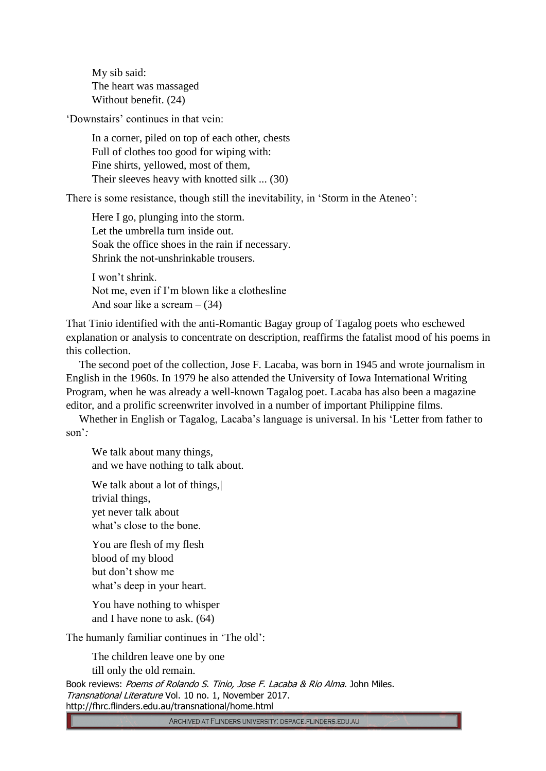My sib said:  
The heart was massaged  
Without benefit. (24)

'Downstairs' continues in that vein:

In a corner, piled on top of each other, chests  
Full of clothes too good for wiping with:  
Fine shirts, yellowed, most of them,  
Their sleeves heavy with knotted silk ... (30)

There is some resistance, though still the inevitability, in 'Storm in the Ateneo':

Here I go, plunging into the storm.  
Let the umbrella turn inside out.  
Soak the office shoes in the rain if necessary.  
Shrink the not-unshrinkable trousers.

I won't shrink.  
Not me, even if I'm blown like a clothesline  
And soar like a scream – (34)

That Tinio identified with the anti-Romantic Bagay group of Tagalog poets who eschewed explanation or analysis to concentrate on description, reaffirms the fatalist mood of his poems in this collection.

The second poet of the collection, Jose F. Lacaba, was born in 1945 and wrote journalism in English in the 1960s. In 1979 he also attended the University of Iowa International Writing Program, when he was already a well-known Tagalog poet. Lacaba has also been a magazine editor, and a prolific screenwriter involved in a number of important Philippine films.

Whether in English or Tagalog, Lacaba's language is universal. In his 'Letter from father to son':

We talk about many things,  
and we have nothing to talk about.

We talk about a lot of things,|  
trivial things,  
yet never talk about  
what's close to the bone.

You are flesh of my flesh  
blood of my blood  
but don't show me  
what's deep in your heart.

You have nothing to whisper  
and I have none to ask. (64)

The humanly familiar continues in 'The old':

The children leave one by one  
till only the old remain.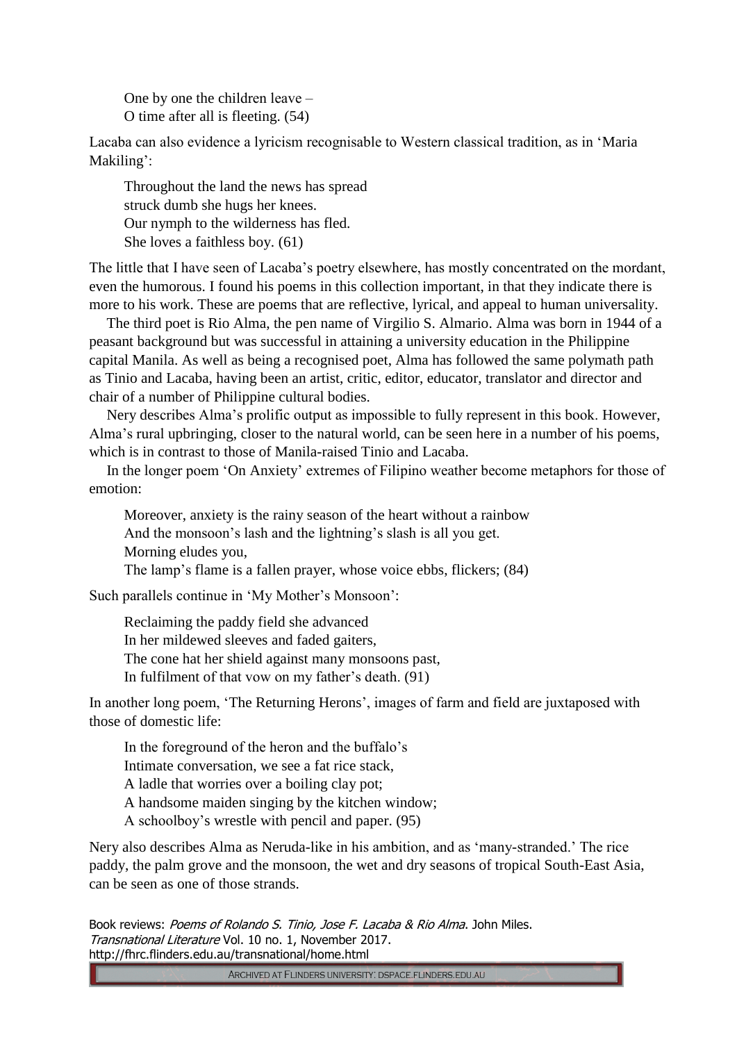One by one the children leave –  
O time after all is fleeting. (54)

Lacaba can also evidence a lyricism recognisable to Western classical tradition, as in 'Maria Makiling':

Throughout the land the news has spread  
struck dumb she hugs her knees.  
Our nymph to the wilderness has fled.  
She loves a faithless boy. (61)

The little that I have seen of Lacaba's poetry elsewhere, has mostly concentrated on the mordant, even the humorous. I found his poems in this collection important, in that they indicate there is more to his work. These are poems that are reflective, lyrical, and appeal to human universality.

The third poet is Rio Alma, the pen name of Virgilio S. Almario. Alma was born in 1944 of a peasant background but was successful in attaining a university education in the Philippine capital Manila. As well as being a recognised poet, Alma has followed the same polymath path as Tinio and Lacaba, having been an artist, critic, editor, educator, translator and director and chair of a number of Philippine cultural bodies.

Nery describes Alma's prolific output as impossible to fully represent in this book. However, Alma's rural upbringing, closer to the natural world, can be seen here in a number of his poems, which is in contrast to those of Manila-raised Tinio and Lacaba.

In the longer poem 'On Anxiety' extremes of Filipino weather become metaphors for those of emotion:

Moreover, anxiety is the rainy season of the heart without a rainbow  
And the monsoon's lash and the lightning's slash is all you get.  
Morning eludes you,  
The lamp's flame is a fallen prayer, whose voice ebbs, flickers; (84)

Such parallels continue in 'My Mother's Monsoon':

Reclaiming the paddy field she advanced  
In her mildewed sleeves and faded gaiters,  
The cone hat her shield against many monsoons past,  
In fulfilment of that vow on my father's death. (91)

In another long poem, 'The Returning Herons', images of farm and field are juxtaposed with those of domestic life:

In the foreground of the heron and the buffalo's  
Intimate conversation, we see a fat rice stack,  
A ladle that worries over a boiling clay pot;  
A handsome maiden singing by the kitchen window;  
A schoolboy's wrestle with pencil and paper. (95)

Nery also describes Alma as Neruda-like in his ambition, and as 'many-stranded.' The rice paddy, the palm grove and the monsoon, the wet and dry seasons of tropical South-East Asia, can be seen as one of those strands.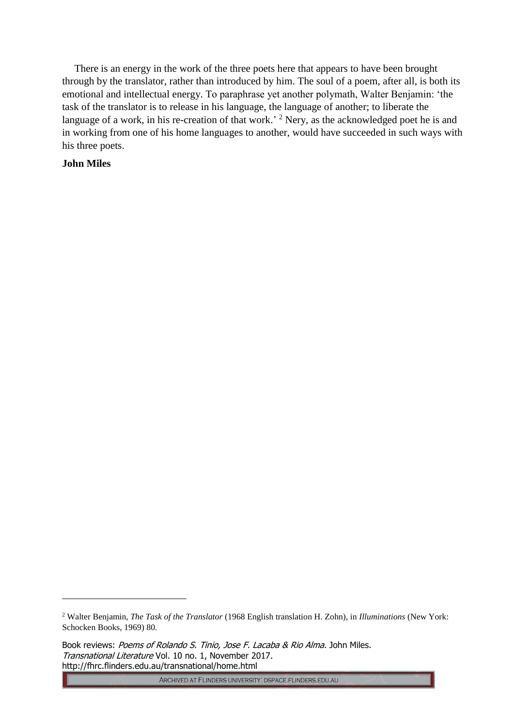There is an energy in the work of the three poets here that appears to have been brought through by the translator, rather than introduced by him. The soul of a poem, after all, is both its emotional and intellectual energy. To paraphrase yet another polymath, Walter Benjamin: 'the task of the translator is to release in his language, the language of another; to liberate the language of a work, in his re-creation of that work.' [2] Nery, as the acknowledged poet he is and in working from one of his home languages to another, would have succeeded in such ways with his three poets.

**John Miles**

---

[2] Walter Benjamin, *The Task of the Translator* (1968 English translation H. Zohn), in *Illuminations* (New York: Schocken Books, 1969) 80.